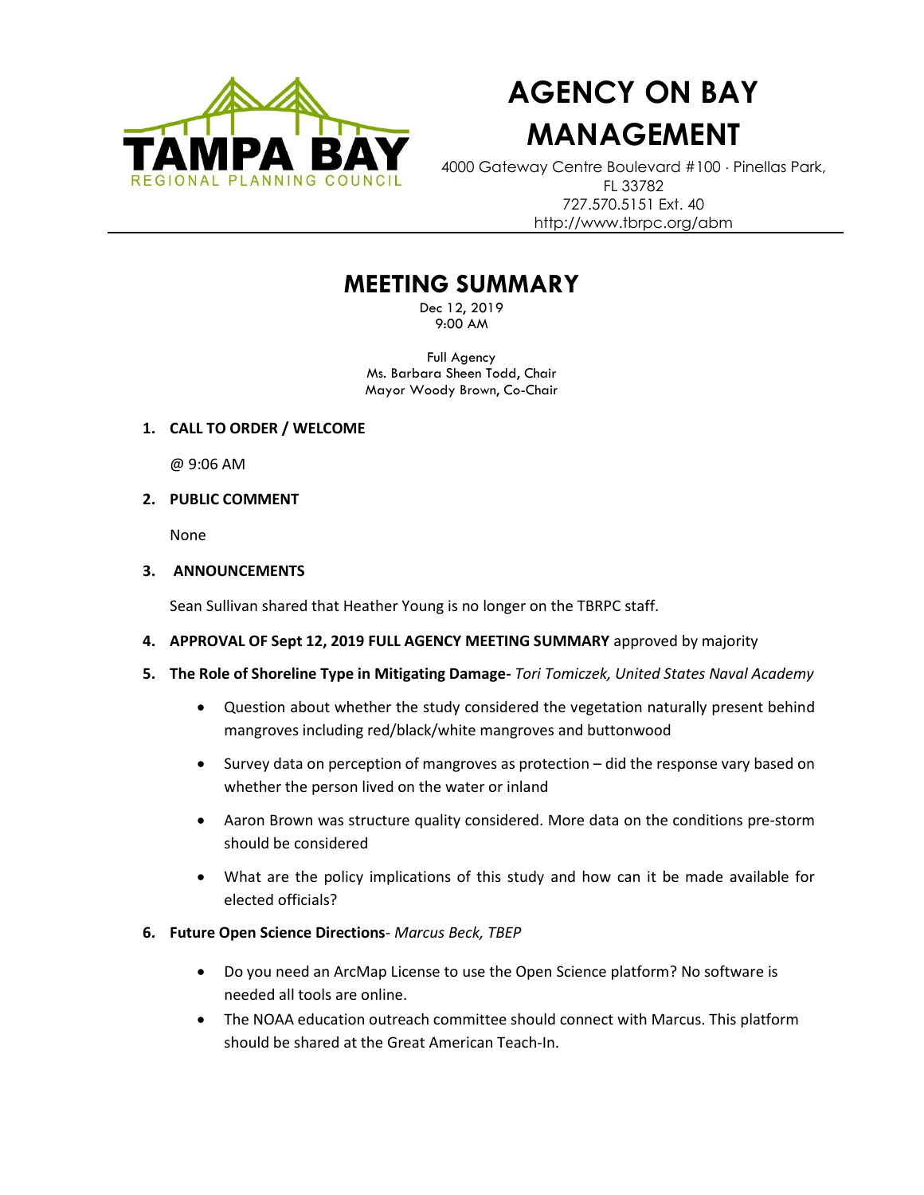# AGENCY ON BAY MANAGEMENT

4000 Gateway Centre Boulevard #100 · Pinellas Park, FL 33782
727.570.5151 Ext. 40
http://www.tbrpc.org/abm

## MEETING SUMMARY

Dec 12, 2019
9:00 AM

Full Agency
Ms. Barbara Sheen Todd, Chair
Mayor Woody Brown, Co-Chair

1. **CALL TO ORDER / WELCOME**

   @ 9:06 AM

2. **PUBLIC COMMENT**

   None

3. **ANNOUNCEMENTS**

   Sean Sullivan shared that Heather Young is no longer on the TBRPC staff.

4. **APPROVAL OF Sept 12, 2019 FULL AGENCY MEETING SUMMARY** approved by majority

5. **The Role of Shoreline Type in Mitigating Damage-** *Tori Tomiczek, United States Naval Academy*

   - Question about whether the study considered the vegetation naturally present behind mangroves including red/black/white mangroves and buttonwood
   - Survey data on perception of mangroves as protection – did the response vary based on whether the person lived on the water or inland
   - Aaron Brown was structure quality considered. More data on the conditions pre-storm should be considered
   - What are the policy implications of this study and how can it be made available for elected officials?

6. **Future Open Science Directions**- *Marcus Beck, TBEP*

   - Do you need an ArcMap License to use the Open Science platform? No software is needed all tools are online.
   - The NOAA education outreach committee should connect with Marcus. This platform should be shared at the Great American Teach-In.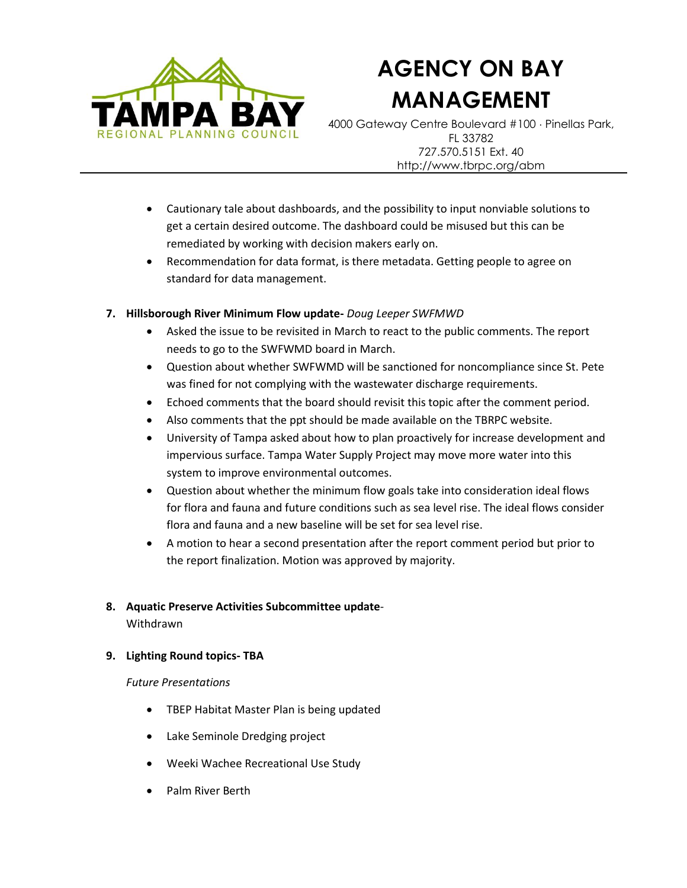- Cautionary tale about dashboards, and the possibility to input nonviable solutions to get a certain desired outcome. The dashboard could be misused but this can be remediated by working with decision makers early on.
- Recommendation for data format, is there metadata. Getting people to agree on standard for data management.

7. **Hillsborough River Minimum Flow update-** *Doug Leeper SWFMWD*
   - Asked the issue to be revisited in March to react to the public comments. The report needs to go to the SWFWMD board in March.
   - Question about whether SWFWMD will be sanctioned for noncompliance since St. Pete was fined for not complying with the wastewater discharge requirements.
   - Echoed comments that the board should revisit this topic after the comment period.
   - Also comments that the ppt should be made available on the TBRPC website.
   - University of Tampa asked about how to plan proactively for increase development and impervious surface. Tampa Water Supply Project may move more water into this system to improve environmental outcomes.
   - Question about whether the minimum flow goals take into consideration ideal flows for flora and fauna and future conditions such as sea level rise. The ideal flows consider flora and fauna and a new baseline will be set for sea level rise.
   - A motion to hear a second presentation after the report comment period but prior to the report finalization. Motion was approved by majority.

8. **Aquatic Preserve Activities Subcommittee update**-
   Withdrawn

9. **Lighting Round topics- TBA**

   *Future Presentations*

   - TBEP Habitat Master Plan is being updated
   - Lake Seminole Dredging project
   - Weeki Wachee Recreational Use Study
   - Palm River Berth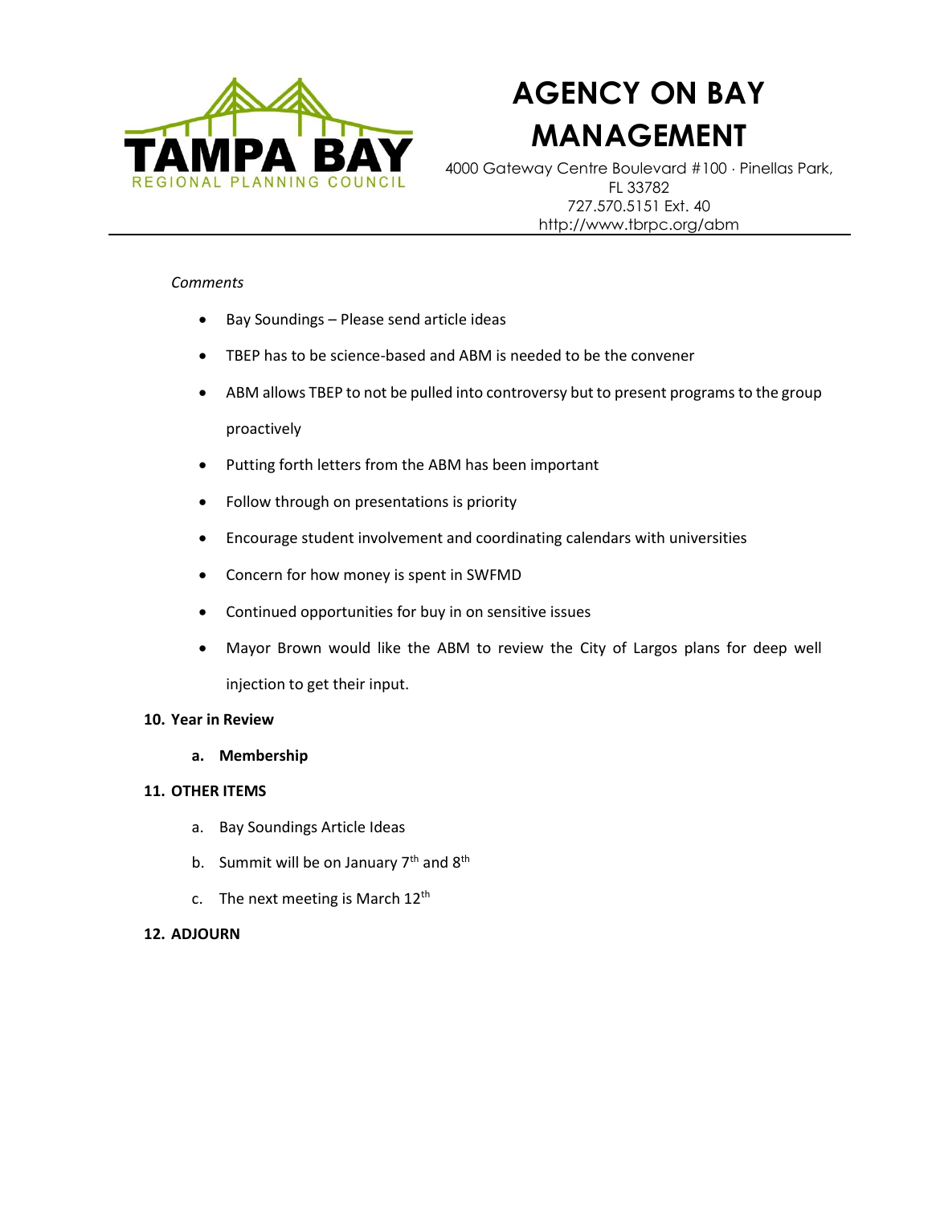*Comments*

- Bay Soundings – Please send article ideas
- TBEP has to be science-based and ABM is needed to be the convener
- ABM allows TBEP to not be pulled into controversy but to present programs to the group proactively
- Putting forth letters from the ABM has been important
- Follow through on presentations is priority
- Encourage student involvement and coordinating calendars with universities
- Concern for how money is spent in SWFMD
- Continued opportunities for buy in on sensitive issues
- Mayor Brown would like the ABM to review the City of Largos plans for deep well injection to get their input.

**10. Year in Review**

- **a. Membership**

**11. OTHER ITEMS**

- a. Bay Soundings Article Ideas
- b. Summit will be on January 7th and 8th
- c. The next meeting is March 12th

**12. ADJOURN**